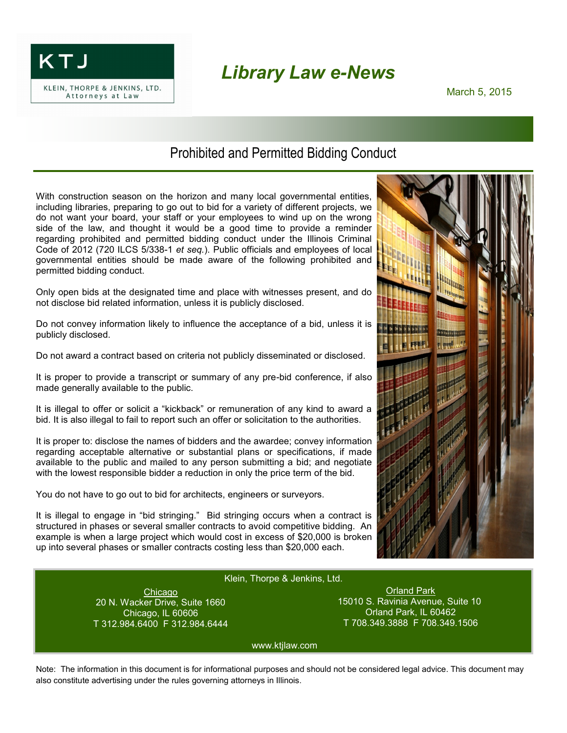KTJ

KLEIN, THORPE & JENKINS, LTD.
Attorneys at Law

# *Library Law e-News*

March 5, 2015

## Prohibited and Permitted Bidding Conduct

With construction season on the horizon and many local governmental entities, including libraries, preparing to go out to bid for a variety of different projects, we do not want your board, your staff or your employees to wind up on the wrong side of the law, and thought it would be a good time to provide a reminder regarding prohibited and permitted bidding conduct under the Illinois Criminal Code of 2012 (720 ILCS 5/338-1 *et seq.*). Public officials and employees of local governmental entities should be made aware of the following prohibited and permitted bidding conduct.

Only open bids at the designated time and place with witnesses present, and do not disclose bid related information, unless it is publicly disclosed.

Do not convey information likely to influence the acceptance of a bid, unless it is publicly disclosed.

Do not award a contract based on criteria not publicly disseminated or disclosed.

It is proper to provide a transcript or summary of any pre-bid conference, if also made generally available to the public.

It is illegal to offer or solicit a "kickback" or remuneration of any kind to award a bid. It is also illegal to fail to report such an offer or solicitation to the authorities.

It is proper to: disclose the names of bidders and the awardee; convey information regarding acceptable alternative or substantial plans or specifications, if made available to the public and mailed to any person submitting a bid; and negotiate with the lowest responsible bidder a reduction in only the price term of the bid.

You do not have to go out to bid for architects, engineers or surveyors.

It is illegal to engage in "bid stringing." Bid stringing occurs when a contract is structured in phases or several smaller contracts to avoid competitive bidding. An example is when a large project which would cost in excess of $20,000 is broken up into several phases or smaller contracts costing less than $20,000 each.

Klein, Thorpe & Jenkins, Ltd.

Chicago
20 N. Wacker Drive, Suite 1660
Chicago, IL 60606
T 312.984.6400 F 312.984.6444

Orland Park
15010 S. Ravinia Avenue, Suite 10
Orland Park, IL 60462
T 708.349.3888 F 708.349.1506

www.ktjlaw.com

Note: The information in this document is for informational purposes and should not be considered legal advice. This document may also constitute advertising under the rules governing attorneys in Illinois.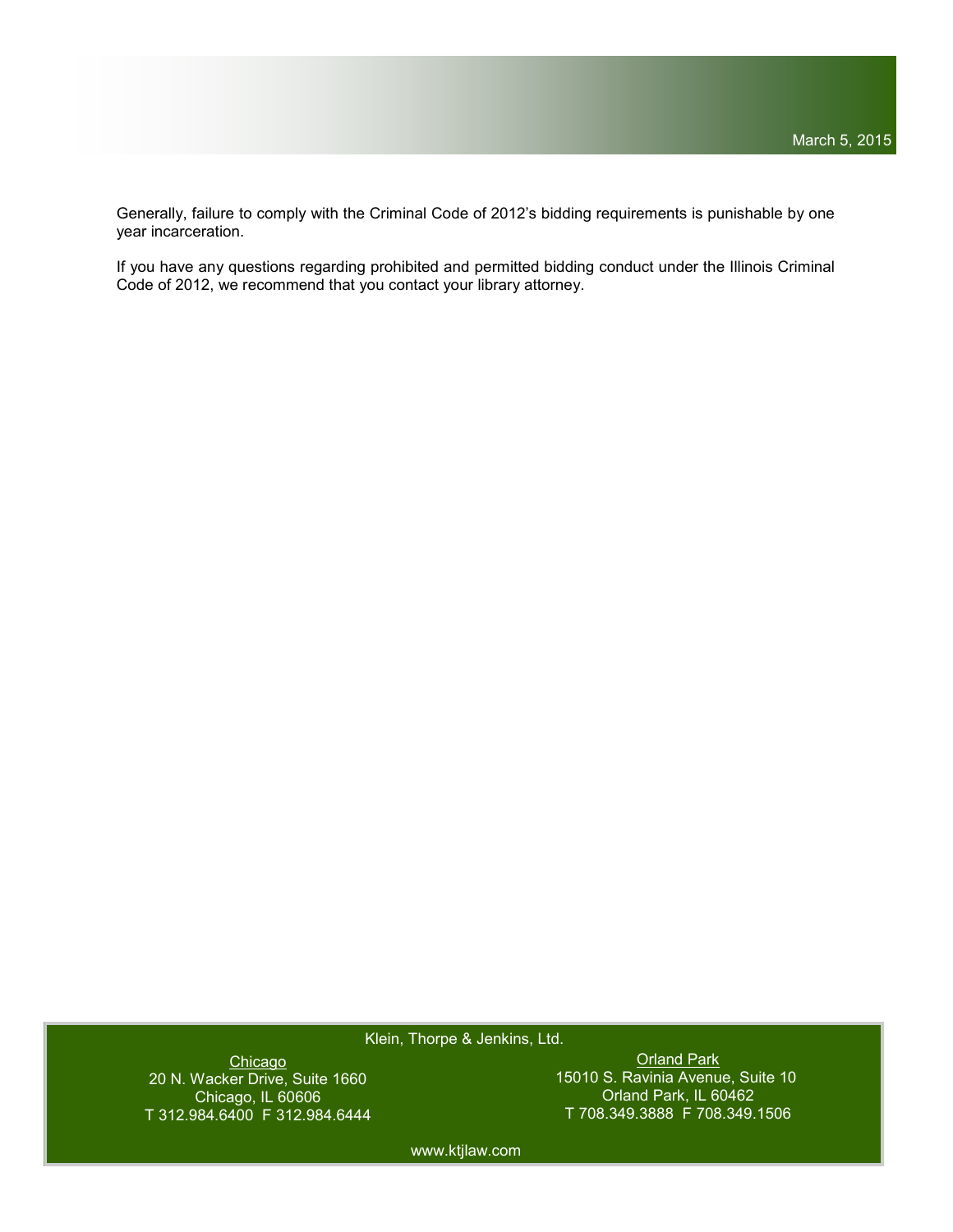Generally, failure to comply with the Criminal Code of 2012's bidding requirements is punishable by one year incarceration.

If you have any questions regarding prohibited and permitted bidding conduct under the Illinois Criminal Code of 2012, we recommend that you contact your library attorney.